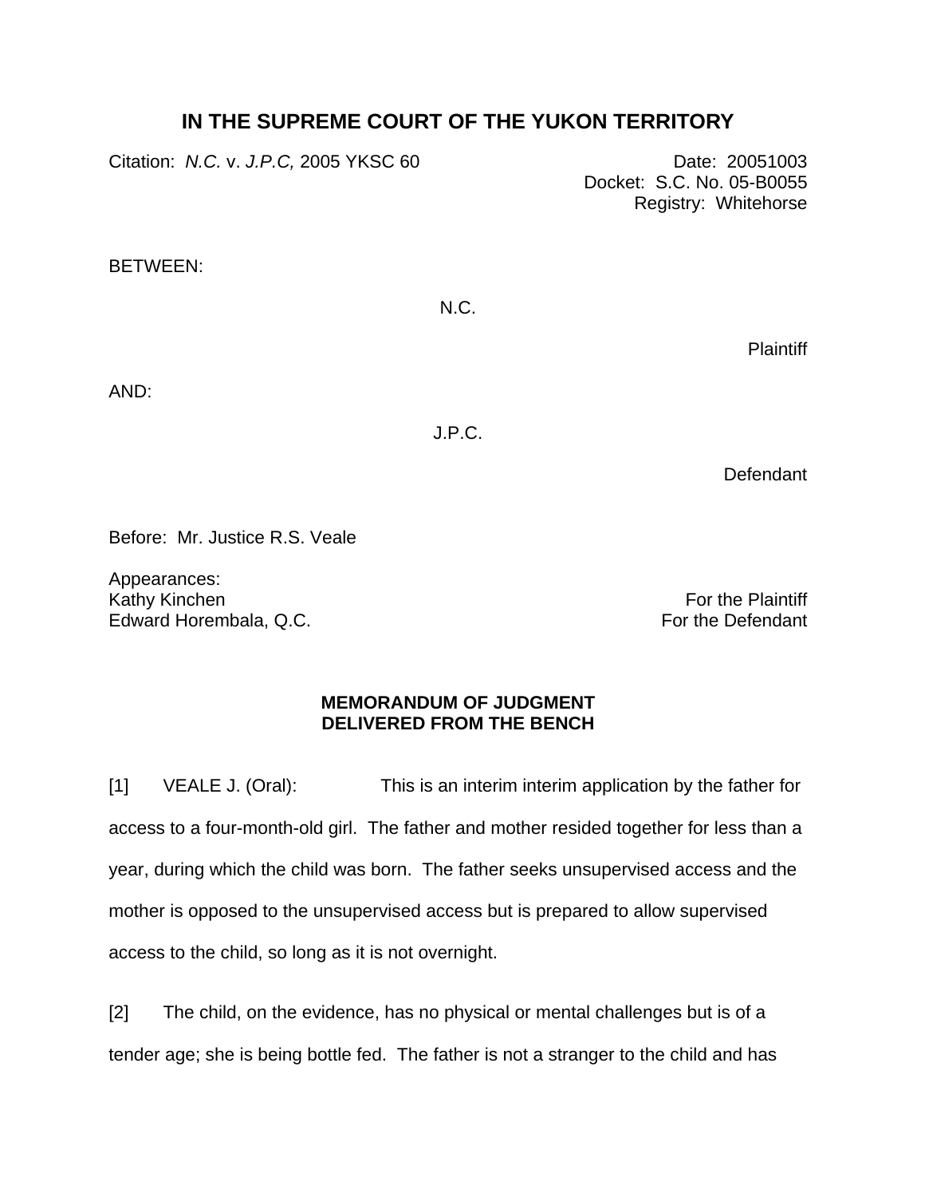# IN THE SUPREME COURT OF THE YUKON TERRITORY

Citation: *N.C.* v. *J.P.C,* 2005 YKSC 60

Date: 20051003
Docket: S.C. No. 05-B0055
Registry: Whitehorse

BETWEEN:

N.C.

Plaintiff

AND:

J.P.C.

Defendant

Before: Mr. Justice R.S. Veale

Appearances:
Kathy Kinchen — For the Plaintiff
Edward Horembala, Q.C. — For the Defendant

**MEMORANDUM OF JUDGMENT**
**DELIVERED FROM THE BENCH**

[1] VEALE J. (Oral): This is an interim interim application by the father for access to a four-month-old girl. The father and mother resided together for less than a year, during which the child was born. The father seeks unsupervised access and the mother is opposed to the unsupervised access but is prepared to allow supervised access to the child, so long as it is not overnight.

[2] The child, on the evidence, has no physical or mental challenges but is of a tender age; she is being bottle fed. The father is not a stranger to the child and has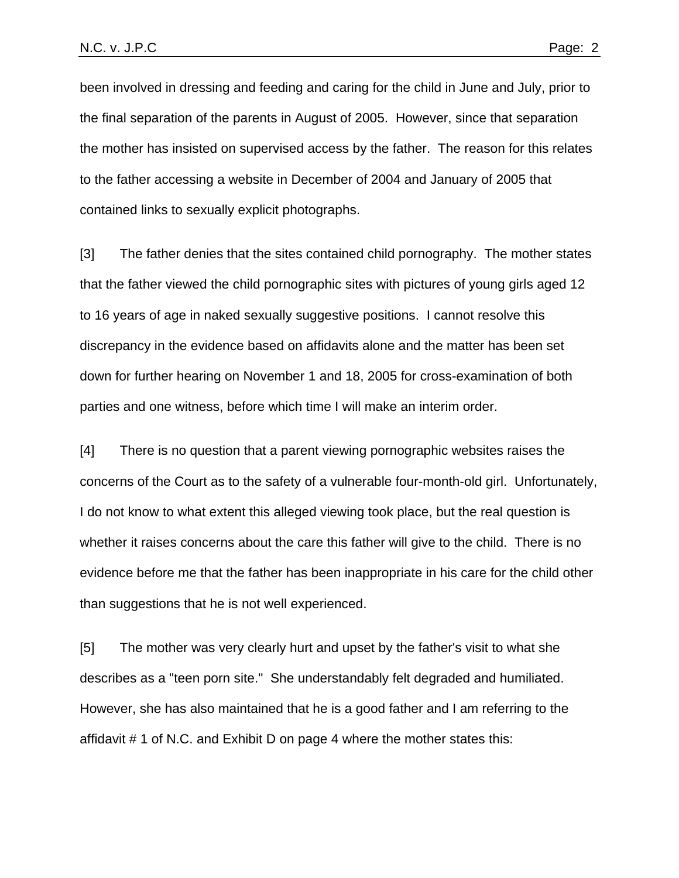been involved in dressing and feeding and caring for the child in June and July, prior to the final separation of the parents in August of 2005. However, since that separation the mother has insisted on supervised access by the father. The reason for this relates to the father accessing a website in December of 2004 and January of 2005 that contained links to sexually explicit photographs.

[3] The father denies that the sites contained child pornography. The mother states that the father viewed the child pornographic sites with pictures of young girls aged 12 to 16 years of age in naked sexually suggestive positions. I cannot resolve this discrepancy in the evidence based on affidavits alone and the matter has been set down for further hearing on November 1 and 18, 2005 for cross-examination of both parties and one witness, before which time I will make an interim order.

[4] There is no question that a parent viewing pornographic websites raises the concerns of the Court as to the safety of a vulnerable four-month-old girl. Unfortunately, I do not know to what extent this alleged viewing took place, but the real question is whether it raises concerns about the care this father will give to the child. There is no evidence before me that the father has been inappropriate in his care for the child other than suggestions that he is not well experienced.

[5] The mother was very clearly hurt and upset by the father's visit to what she describes as a "teen porn site." She understandably felt degraded and humiliated. However, she has also maintained that he is a good father and I am referring to the affidavit # 1 of N.C. and Exhibit D on page 4 where the mother states this: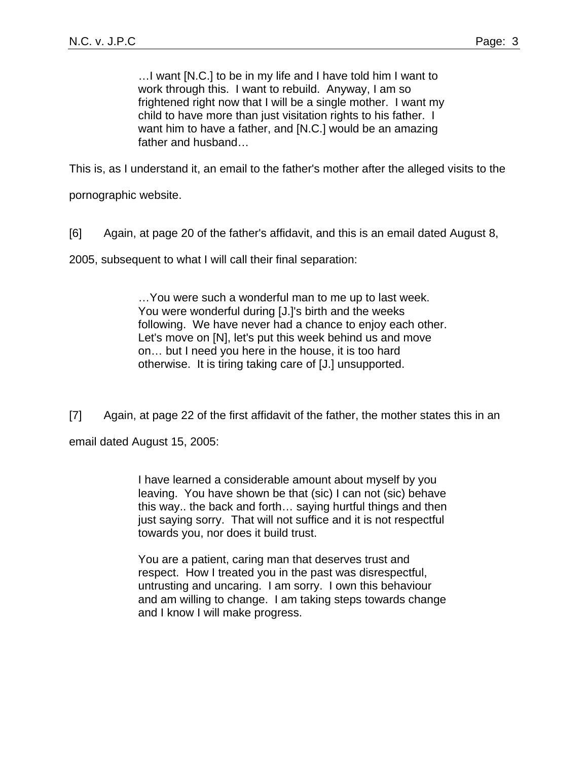> …I want [N.C.] to be in my life and I have told him I want to work through this. I want to rebuild. Anyway, I am so frightened right now that I will be a single mother. I want my child to have more than just visitation rights to his father. I want him to have a father, and [N.C.] would be an amazing father and husband…

This is, as I understand it, an email to the father's mother after the alleged visits to the pornographic website.

[6] Again, at page 20 of the father's affidavit, and this is an email dated August 8, 2005, subsequent to what I will call their final separation:

> …You were such a wonderful man to me up to last week. You were wonderful during [J.]'s birth and the weeks following. We have never had a chance to enjoy each other. Let's move on [N], let's put this week behind us and move on… but I need you here in the house, it is too hard otherwise. It is tiring taking care of [J.] unsupported.

[7] Again, at page 22 of the first affidavit of the father, the mother states this in an email dated August 15, 2005:

> I have learned a considerable amount about myself by you leaving. You have shown be that (sic) I can not (sic) behave this way.. the back and forth… saying hurtful things and then just saying sorry. That will not suffice and it is not respectful towards you, nor does it build trust.
>
> You are a patient, caring man that deserves trust and respect. How I treated you in the past was disrespectful, untrusting and uncaring. I am sorry. I own this behaviour and am willing to change. I am taking steps towards change and I know I will make progress.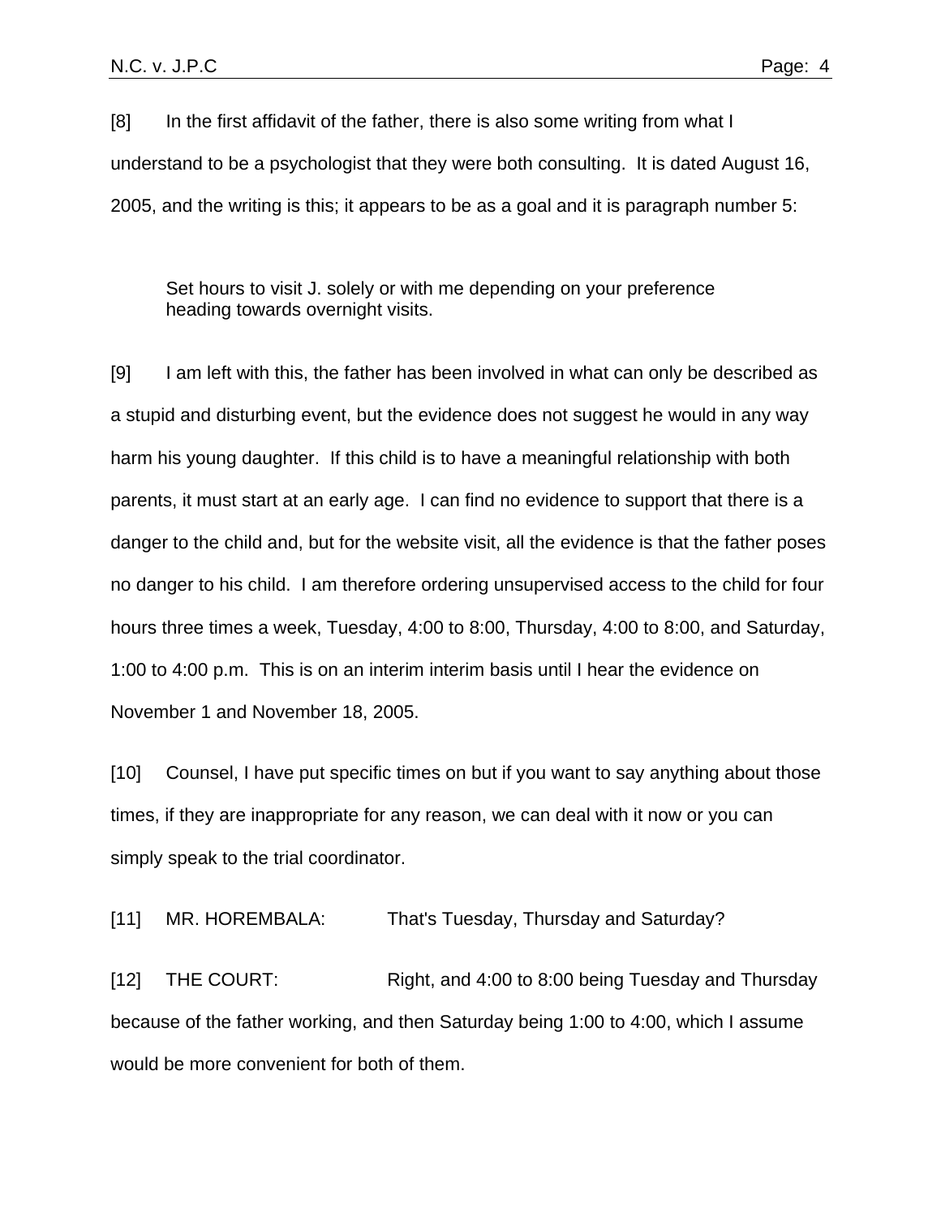[8] In the first affidavit of the father, there is also some writing from what I understand to be a psychologist that they were both consulting. It is dated August 16, 2005, and the writing is this; it appears to be as a goal and it is paragraph number 5:

> Set hours to visit J. solely or with me depending on your preference heading towards overnight visits.

[9] I am left with this, the father has been involved in what can only be described as a stupid and disturbing event, but the evidence does not suggest he would in any way harm his young daughter. If this child is to have a meaningful relationship with both parents, it must start at an early age. I can find no evidence to support that there is a danger to the child and, but for the website visit, all the evidence is that the father poses no danger to his child. I am therefore ordering unsupervised access to the child for four hours three times a week, Tuesday, 4:00 to 8:00, Thursday, 4:00 to 8:00, and Saturday, 1:00 to 4:00 p.m. This is on an interim interim basis until I hear the evidence on November 1 and November 18, 2005.

[10] Counsel, I have put specific times on but if you want to say anything about those times, if they are inappropriate for any reason, we can deal with it now or you can simply speak to the trial coordinator.

[11] MR. HOREMBALA: That's Tuesday, Thursday and Saturday?

[12] THE COURT: Right, and 4:00 to 8:00 being Tuesday and Thursday because of the father working, and then Saturday being 1:00 to 4:00, which I assume would be more convenient for both of them.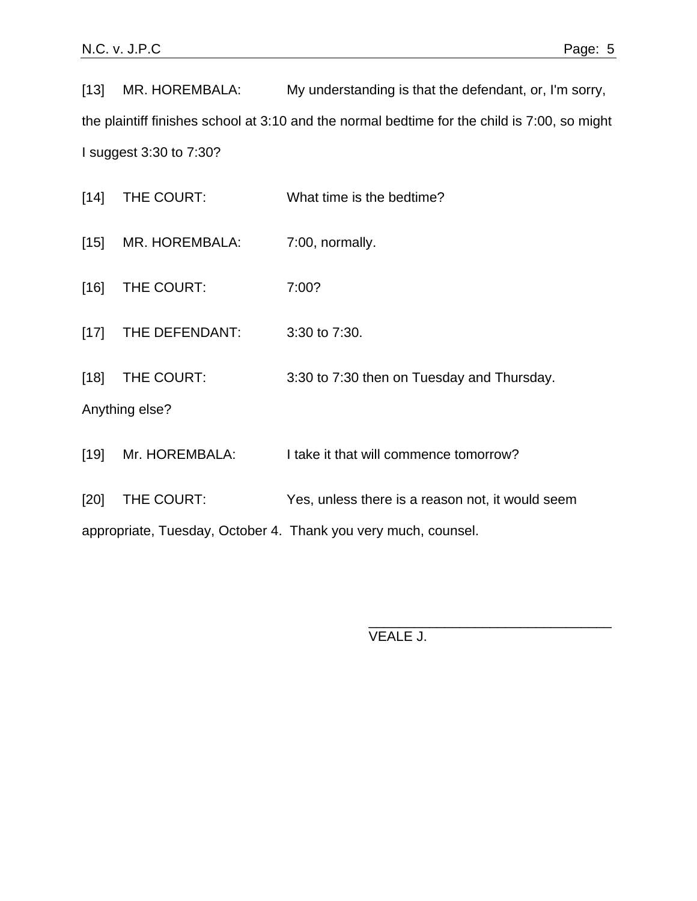[13] MR. HOREMBALA: My understanding is that the defendant, or, I'm sorry, the plaintiff finishes school at 3:10 and the normal bedtime for the child is 7:00, so might I suggest 3:30 to 7:30?

[14] THE COURT: What time is the bedtime?

[15] MR. HOREMBALA: 7:00, normally.

[16] THE COURT: 7:00?

[17] THE DEFENDANT: 3:30 to 7:30.

[18] THE COURT: 3:30 to 7:30 then on Tuesday and Thursday. Anything else?

[19] Mr. HOREMBALA: I take it that will commence tomorrow?

[20] THE COURT: Yes, unless there is a reason not, it would seem appropriate, Tuesday, October 4. Thank you very much, counsel.

\_\_\_\_\_\_\_\_\_\_\_\_\_\_\_\_\_\_\_\_\_\_\_\_\_\_\_\_\_\_

VEALE J.